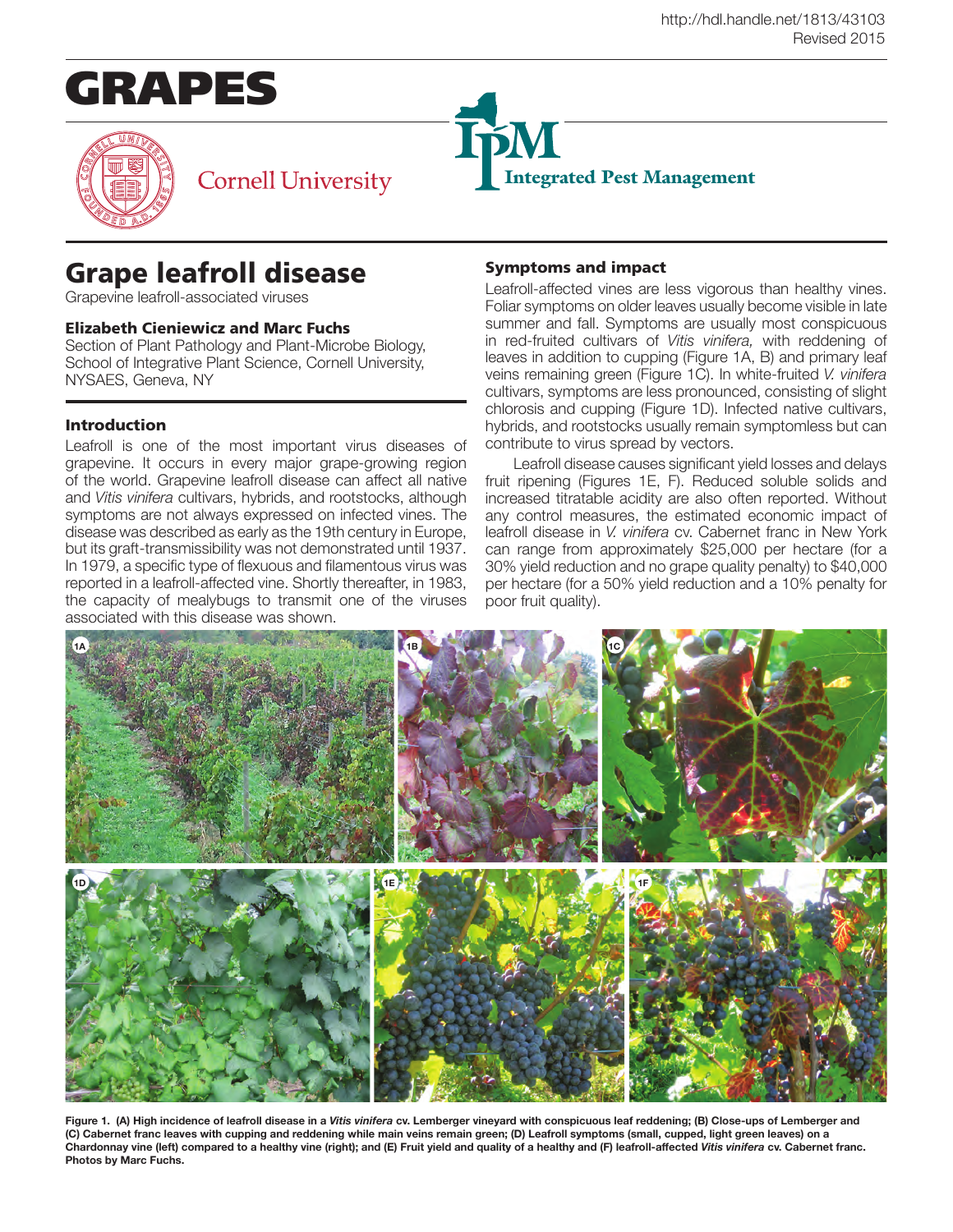http://hdl.handle.net/1813/43103
Revised 2015

# GRAPES

Cornell University

Integrated Pest Management

# Grape leafroll disease

Grapevine leafroll-associated viruses

**Elizabeth Cieniewicz and Marc Fuchs**
Section of Plant Pathology and Plant-Microbe Biology, School of Integrative Plant Science, Cornell University, NYSAES, Geneva, NY

## Introduction

Leafroll is one of the most important virus diseases of grapevine. It occurs in every major grape-growing region of the world. Grapevine leafroll disease can affect all native and *Vitis vinifera* cultivars, hybrids, and rootstocks, although symptoms are not always expressed on infected vines. The disease was described as early as the 19th century in Europe, but its graft-transmissibility was not demonstrated until 1937. In 1979, a specific type of flexuous and filamentous virus was reported in a leafroll-affected vine. Shortly thereafter, in 1983, the capacity of mealybugs to transmit one of the viruses associated with this disease was shown.

## Symptoms and impact

Leafroll-affected vines are less vigorous than healthy vines. Foliar symptoms on older leaves usually become visible in late summer and fall. Symptoms are usually most conspicuous in red-fruited cultivars of *Vitis vinifera,* with reddening of leaves in addition to cupping (Figure 1A, B) and primary leaf veins remaining green (Figure 1C). In white-fruited *V. vinifera* cultivars, symptoms are less pronounced, consisting of slight chlorosis and cupping (Figure 1D). Infected native cultivars, hybrids, and rootstocks usually remain symptomless but can contribute to virus spread by vectors.

Leafroll disease causes significant yield losses and delays fruit ripening (Figures 1E, F). Reduced soluble solids and increased titratable acidity are also often reported. Without any control measures, the estimated economic impact of leafroll disease in *V. vinifera* cv. Cabernet franc in New York can range from approximately $25,000 per hectare (for a 30% yield reduction and no grape quality penalty) to $40,000 per hectare (for a 50% yield reduction and a 10% penalty for poor fruit quality).

**Figure 1. (A) High incidence of leafroll disease in a *Vitis vinifera* cv. Lemberger vineyard with conspicuous leaf reddening; (B) Close-ups of Lemberger and (C) Cabernet franc leaves with cupping and reddening while main veins remain green; (D) Leafroll symptoms (small, cupped, light green leaves) on a Chardonnay vine (left) compared to a healthy vine (right); and (E) Fruit yield and quality of a healthy and (F) leafroll-affected *Vitis vinifera* cv. Cabernet franc. Photos by Marc Fuchs.**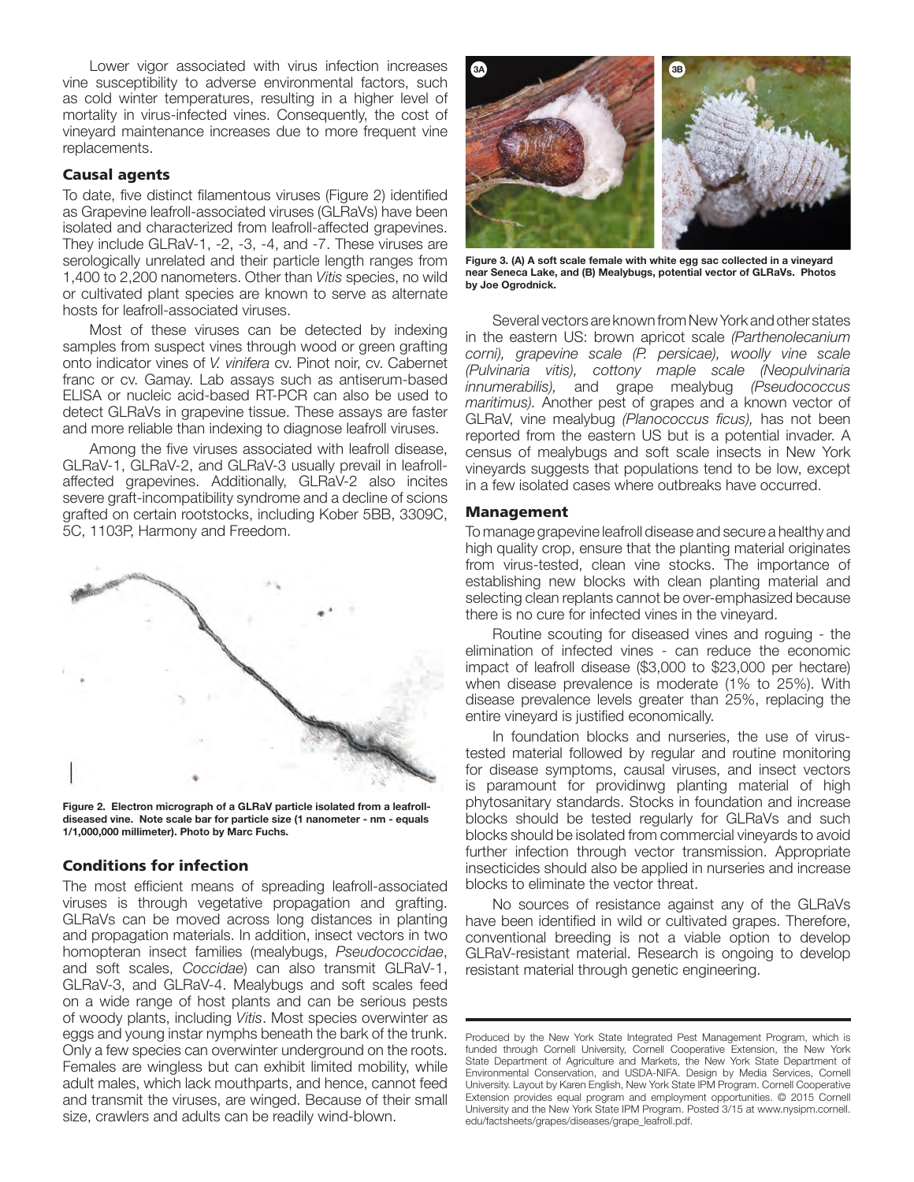Lower vigor associated with virus infection increases vine susceptibility to adverse environmental factors, such as cold winter temperatures, resulting in a higher level of mortality in virus-infected vines. Consequently, the cost of vineyard maintenance increases due to more frequent vine replacements.

## Causal agents

To date, five distinct filamentous viruses (Figure 2) identified as Grapevine leafroll-associated viruses (GLRaVs) have been isolated and characterized from leafroll-affected grapevines. They include GLRaV-1, -2, -3, -4, and -7. These viruses are serologically unrelated and their particle length ranges from 1,400 to 2,200 nanometers. Other than *Vitis* species, no wild or cultivated plant species are known to serve as alternate hosts for leafroll-associated viruses.

Most of these viruses can be detected by indexing samples from suspect vines through wood or green grafting onto indicator vines of *V. vinifera* cv. Pinot noir, cv. Cabernet franc or cv. Gamay. Lab assays such as antiserum-based ELISA or nucleic acid-based RT-PCR can also be used to detect GLRaVs in grapevine tissue. These assays are faster and more reliable than indexing to diagnose leafroll viruses.

Among the five viruses associated with leafroll disease, GLRaV-1, GLRaV-2, and GLRaV-3 usually prevail in leafroll-affected grapevines. Additionally, GLRaV-2 also incites severe graft-incompatibility syndrome and a decline of scions grafted on certain rootstocks, including Kober 5BB, 3309C, 5C, 1103P, Harmony and Freedom.

**Figure 2. Electron micrograph of a GLRaV particle isolated from a leafroll-diseased vine. Note scale bar for particle size (1 nanometer - nm - equals 1/1,000,000 millimeter). Photo by Marc Fuchs.**

## Conditions for infection

The most efficient means of spreading leafroll-associated viruses is through vegetative propagation and grafting. GLRaVs can be moved across long distances in planting and propagation materials. In addition, insect vectors in two homopteran insect families (mealybugs, *Pseudococcidae*, and soft scales, *Coccidae*) can also transmit GLRaV-1, GLRaV-3, and GLRaV-4. Mealybugs and soft scales feed on a wide range of host plants and can be serious pests of woody plants, including *Vitis*. Most species overwinter as eggs and young instar nymphs beneath the bark of the trunk. Only a few species can overwinter underground on the roots. Females are wingless but can exhibit limited mobility, while adult males, which lack mouthparts, and hence, cannot feed and transmit the viruses, are winged. Because of their small size, crawlers and adults can be readily wind-blown.

**Figure 3. (A) A soft scale female with white egg sac collected in a vineyard near Seneca Lake, and (B) Mealybugs, potential vector of GLRaVs. Photos by Joe Ogrodnick.**

Several vectors are known from New York and other states in the eastern US: brown apricot scale *(Parthenolecanium corni), grapevine scale (P. persicae), woolly vine scale (Pulvinaria vitis), cottony maple scale (Neopulvinaria innumerabilis),* and grape mealybug *(Pseudococcus maritimus).* Another pest of grapes and a known vector of GLRaV, vine mealybug *(Planococcus ficus),* has not been reported from the eastern US but is a potential invader. A census of mealybugs and soft scale insects in New York vineyards suggests that populations tend to be low, except in a few isolated cases where outbreaks have occurred.

## Management

To manage grapevine leafroll disease and secure a healthy and high quality crop, ensure that the planting material originates from virus-tested, clean vine stocks. The importance of establishing new blocks with clean planting material and selecting clean replants cannot be over-emphasized because there is no cure for infected vines in the vineyard.

Routine scouting for diseased vines and roguing - the elimination of infected vines - can reduce the economic impact of leafroll disease ($3,000 to $23,000 per hectare) when disease prevalence is moderate (1% to 25%). With disease prevalence levels greater than 25%, replacing the entire vineyard is justified economically.

In foundation blocks and nurseries, the use of virus-tested material followed by regular and routine monitoring for disease symptoms, causal viruses, and insect vectors is paramount for providinwg planting material of high phytosanitary standards. Stocks in foundation and increase blocks should be tested regularly for GLRaVs and such blocks should be isolated from commercial vineyards to avoid further infection through vector transmission. Appropriate insecticides should also be applied in nurseries and increase blocks to eliminate the vector threat.

No sources of resistance against any of the GLRaVs have been identified in wild or cultivated grapes. Therefore, conventional breeding is not a viable option to develop GLRaV-resistant material. Research is ongoing to develop resistant material through genetic engineering.

---

Produced by the New York State Integrated Pest Management Program, which is funded through Cornell University, Cornell Cooperative Extension, the New York State Department of Agriculture and Markets, the New York State Department of Environmental Conservation, and USDA-NIFA. Design by Media Services, Cornell University. Layout by Karen English, New York State IPM Program. Cornell Cooperative Extension provides equal program and employment opportunities. © 2015 Cornell University and the New York State IPM Program. Posted 3/15 at www.nysipm.cornell.edu/factsheets/grapes/diseases/grape_leafroll.pdf.